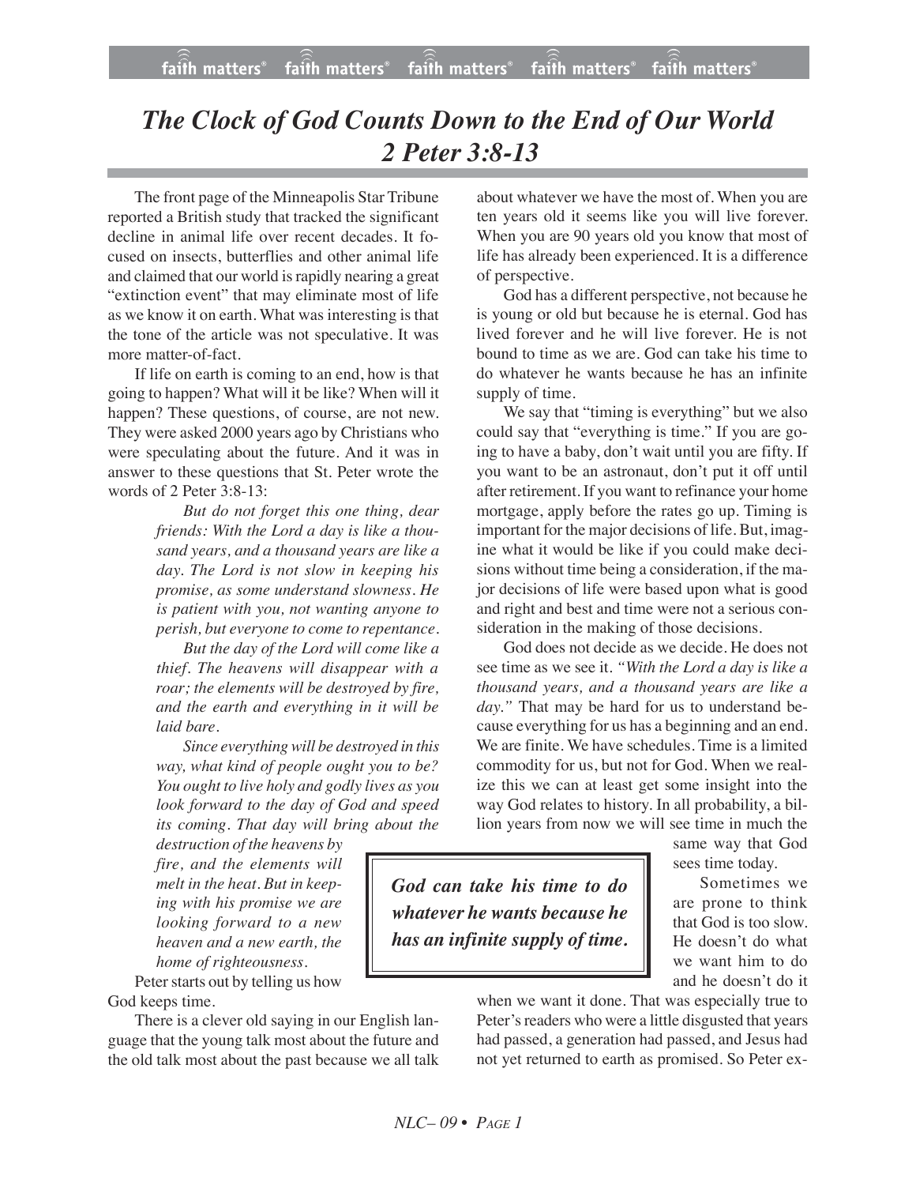# *The Clock of God Counts Down to the End of Our World*
# *2 Peter 3:8-13*

The front page of the Minneapolis Star Tribune reported a British study that tracked the significant decline in animal life over recent decades. It focused on insects, butterflies and other animal life and claimed that our world is rapidly nearing a great "extinction event" that may eliminate most of life as we know it on earth. What was interesting is that the tone of the article was not speculative. It was more matter-of-fact.

If life on earth is coming to an end, how is that going to happen? What will it be like? When will it happen? These questions, of course, are not new. They were asked 2000 years ago by Christians who were speculating about the future. And it was in answer to these questions that St. Peter wrote the words of 2 Peter 3:8-13:

> *But do not forget this one thing, dear friends: With the Lord a day is like a thousand years, and a thousand years are like a day. The Lord is not slow in keeping his promise, as some understand slowness. He is patient with you, not wanting anyone to perish, but everyone to come to repentance.*
>
> *But the day of the Lord will come like a thief. The heavens will disappear with a roar; the elements will be destroyed by fire, and the earth and everything in it will be laid bare.*
>
> *Since everything will be destroyed in this way, what kind of people ought you to be? You ought to live holy and godly lives as you look forward to the day of God and speed its coming. That day will bring about the destruction of the heavens by fire, and the elements will melt in the heat. But in keeping with his promise we are looking forward to a new heaven and a new earth, the home of righteousness.*

Peter starts out by telling us how God keeps time.

There is a clever old saying in our English language that the young talk most about the future and the old talk most about the past because we all talk about whatever we have the most of. When you are ten years old it seems like you will live forever. When you are 90 years old you know that most of life has already been experienced. It is a difference of perspective.

God has a different perspective, not because he is young or old but because he is eternal. God has lived forever and he will live forever. He is not bound to time as we are. God can take his time to do whatever he wants because he has an infinite supply of time.

We say that "timing is everything" but we also could say that "everything is time." If you are going to have a baby, don't wait until you are fifty. If you want to be an astronaut, don't put it off until after retirement. If you want to refinance your home mortgage, apply before the rates go up. Timing is important for the major decisions of life. But, imagine what it would be like if you could make decisions without time being a consideration, if the major decisions of life were based upon what is good and right and best and time were not a serious consideration in the making of those decisions.

God does not decide as we decide. He does not see time as we see it. *"With the Lord a day is like a thousand years, and a thousand years are like a day."* That may be hard for us to understand because everything for us has a beginning and an end. We are finite. We have schedules. Time is a limited commodity for us, but not for God. When we realize this we can at least get some insight into the way God relates to history. In all probability, a billion years from now we will see time in much the same way that God sees time today.

> ***God can take his time to do whatever he wants because he has an infinite supply of time.***

Sometimes we are prone to think that God is too slow. He doesn't do what we want him to do and he doesn't do it when we want it done. That was especially true to Peter's readers who were a little disgusted that years had passed, a generation had passed, and Jesus had not yet returned to earth as promised. So Peter ex-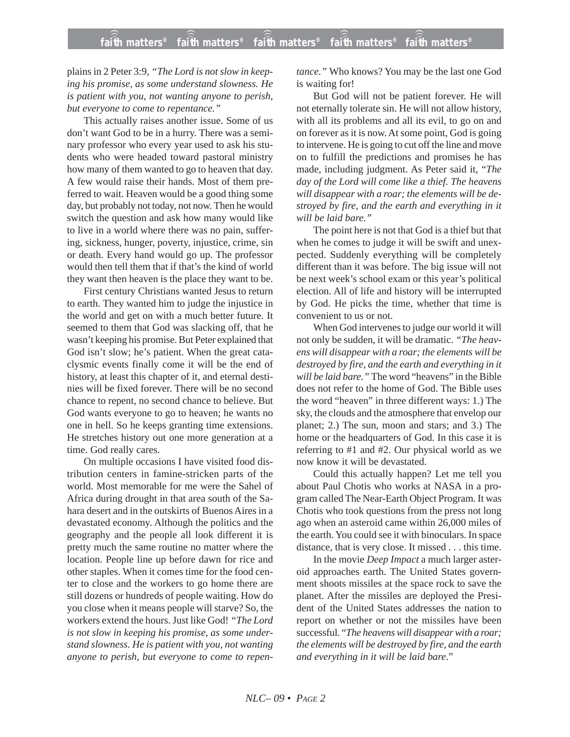plains in 2 Peter 3:9, *"The Lord is not slow in keeping his promise, as some understand slowness. He is patient with you, not wanting anyone to perish, but everyone to come to repentance."*

This actually raises another issue. Some of us don't want God to be in a hurry. There was a seminary professor who every year used to ask his students who were headed toward pastoral ministry how many of them wanted to go to heaven that day. A few would raise their hands. Most of them preferred to wait. Heaven would be a good thing some day, but probably not today, not now. Then he would switch the question and ask how many would like to live in a world where there was no pain, suffering, sickness, hunger, poverty, injustice, crime, sin or death. Every hand would go up. The professor would then tell them that if that's the kind of world they want then heaven is the place they want to be.

First century Christians wanted Jesus to return to earth. They wanted him to judge the injustice in the world and get on with a much better future. It seemed to them that God was slacking off, that he wasn't keeping his promise. But Peter explained that God isn't slow; he's patient. When the great cataclysmic events finally come it will be the end of history, at least this chapter of it, and eternal destinies will be fixed forever. There will be no second chance to repent, no second chance to believe. But God wants everyone to go to heaven; he wants no one in hell. So he keeps granting time extensions. He stretches history out one more generation at a time. God really cares.

On multiple occasions I have visited food distribution centers in famine-stricken parts of the world. Most memorable for me were the Sahel of Africa during drought in that area south of the Sahara desert and in the outskirts of Buenos Aires in a devastated economy. Although the politics and the geography and the people all look different it is pretty much the same routine no matter where the location. People line up before dawn for rice and other staples. When it comes time for the food center to close and the workers to go home there are still dozens or hundreds of people waiting. How do you close when it means people will starve? So, the workers extend the hours. Just like God! *"The Lord is not slow in keeping his promise, as some understand slowness. He is patient with you, not wanting anyone to perish, but everyone to come to repentance."* Who knows? You may be the last one God is waiting for!

But God will not be patient forever. He will not eternally tolerate sin. He will not allow history, with all its problems and all its evil, to go on and on forever as it is now. At some point, God is going to intervene. He is going to cut off the line and move on to fulfill the predictions and promises he has made, including judgment. As Peter said it, *"The day of the Lord will come like a thief. The heavens will disappear with a roar; the elements will be destroyed by fire, and the earth and everything in it will be laid bare."*

The point here is not that God is a thief but that when he comes to judge it will be swift and unexpected. Suddenly everything will be completely different than it was before. The big issue will not be next week's school exam or this year's political election. All of life and history will be interrupted by God. He picks the time, whether that time is convenient to us or not.

When God intervenes to judge our world it will not only be sudden, it will be dramatic. *"The heavens will disappear with a roar; the elements will be destroyed by fire, and the earth and everything in it will be laid bare."* The word "heavens" in the Bible does not refer to the home of God. The Bible uses the word "heaven" in three different ways: 1.) The sky, the clouds and the atmosphere that envelop our planet; 2.) The sun, moon and stars; and 3.) The home or the headquarters of God. In this case it is referring to #1 and #2. Our physical world as we now know it will be devastated.

Could this actually happen? Let me tell you about Paul Chotis who works at NASA in a program called The Near-Earth Object Program. It was Chotis who took questions from the press not long ago when an asteroid came within 26,000 miles of the earth. You could see it with binoculars. In space distance, that is very close. It missed . . . this time.

In the movie *Deep Impact* a much larger asteroid approaches earth. The United States government shoots missiles at the space rock to save the planet. After the missiles are deployed the President of the United States addresses the nation to report on whether or not the missiles have been successful. "*The heavens will disappear with a roar; the elements will be destroyed by fire, and the earth and everything in it will be laid bare*."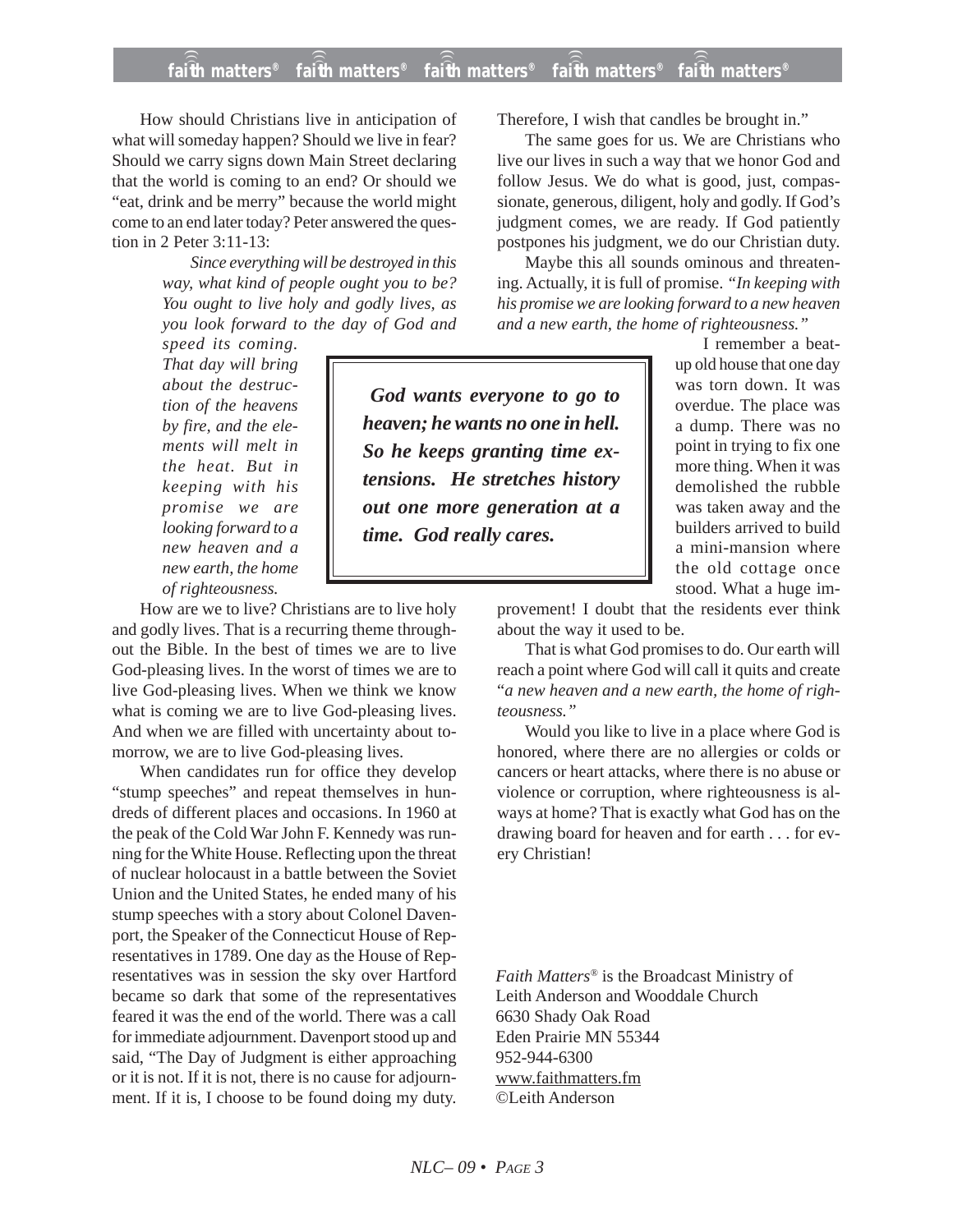How should Christians live in anticipation of what will someday happen? Should we live in fear? Should we carry signs down Main Street declaring that the world is coming to an end? Or should we "eat, drink and be merry" because the world might come to an end later today? Peter answered the question in 2 Peter 3:11-13:

> *Since everything will be destroyed in this way, what kind of people ought you to be? You ought to live holy and godly lives, as you look forward to the day of God and speed its coming. That day will bring about the destruction of the heavens by fire, and the elements will melt in the heat. But in keeping with his promise we are looking forward to a new heaven and a new earth, the home of righteousness.*

How are we to live? Christians are to live holy and godly lives. That is a recurring theme throughout the Bible. In the best of times we are to live God-pleasing lives. In the worst of times we are to live God-pleasing lives. When we think we know what is coming we are to live God-pleasing lives. And when we are filled with uncertainty about tomorrow, we are to live God-pleasing lives.

When candidates run for office they develop "stump speeches" and repeat themselves in hundreds of different places and occasions. In 1960 at the peak of the Cold War John F. Kennedy was running for the White House. Reflecting upon the threat of nuclear holocaust in a battle between the Soviet Union and the United States, he ended many of his stump speeches with a story about Colonel Davenport, the Speaker of the Connecticut House of Representatives in 1789. One day as the House of Representatives was in session the sky over Hartford became so dark that some of the representatives feared it was the end of the world. There was a call for immediate adjournment. Davenport stood up and said, "The Day of Judgment is either approaching or it is not. If it is not, there is no cause for adjournment. If it is, I choose to be found doing my duty. Therefore, I wish that candles be brought in."

The same goes for us. We are Christians who live our lives in such a way that we honor God and follow Jesus. We do what is good, just, compassionate, generous, diligent, holy and godly. If God's judgment comes, we are ready. If God patiently postpones his judgment, we do our Christian duty.

Maybe this all sounds ominous and threatening. Actually, it is full of promise. *"In keeping with his promise we are looking forward to a new heaven and a new earth, the home of righteousness."*

> ***God wants everyone to go to heaven; he wants no one in hell. So he keeps granting time extensions. He stretches history out one more generation at a time. God really cares.***

I remember a beat-up old house that one day was torn down. It was overdue. The place was a dump. There was no point in trying to fix one more thing. When it was demolished the rubble was taken away and the builders arrived to build a mini-mansion where the old cottage once stood. What a huge improvement! I doubt that the residents ever think about the way it used to be.

That is what God promises to do. Our earth will reach a point where God will call it quits and create "*a new heaven and a new earth, the home of righteousness."*

Would you like to live in a place where God is honored, where there are no allergies or colds or cancers or heart attacks, where there is no abuse or violence or corruption, where righteousness is always at home? That is exactly what God has on the drawing board for heaven and for earth . . . for every Christian!

*Faith Matters*® is the Broadcast Ministry of
Leith Anderson and Wooddale Church
6630 Shady Oak Road
Eden Prairie MN 55344
952-944-6300
www.faithmatters.fm
©Leith Anderson